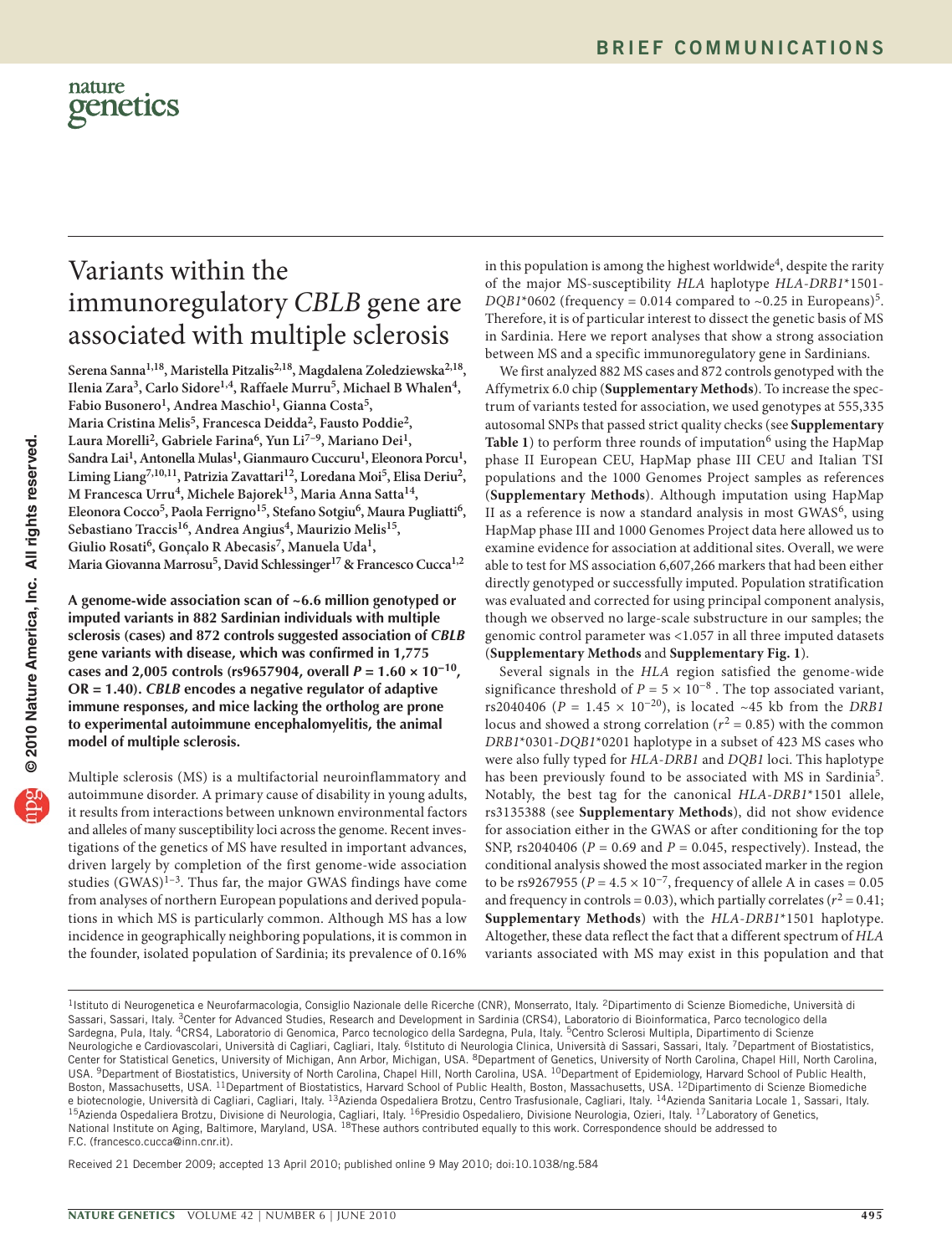# Variants within the immunoregulatory *CBLB* gene are associated with multiple sclerosis

Serena Sanna[1,18], Maristella Pitzalis[2,18], Magdalena Zoledziewska[2,18], Ilenia Zara[3], Carlo Sidore[1,4], Raffaele Murru[5], Michael B Whalen[4], Fabio Busonero[1], Andrea Maschio[1], Gianna Costa[5], Maria Cristina Melis[5], Francesca Deidda[2], Fausto Poddie[2], Laura Morelli[2], Gabriele Farina[6], Yun Li[7–9], Mariano Dei[1], Sandra Lai[1], Antonella Mulas[1], Gianmauro Cuccuru[1], Eleonora Porcu[1], Liming Liang[7,10,11], Patrizia Zavattari[12], Loredana Moi[5], Elisa Deriu[2], M Francesca Urru[4], Michele Bajorek[13], Maria Anna Satta[14], Eleonora Cocco[5], Paola Ferrigno[15], Stefano Sotgiu[6], Maura Pugliatti[6], Sebastiano Traccis[16], Andrea Angius[4], Maurizio Melis[15], Giulio Rosati[6], Gonçalo R Abecasis[7], Manuela Uda[1], Maria Giovanna Marrosu[5], David Schlessinger[17] & Francesco Cucca[1,2]

**A genome-wide association scan of ~6.6 million genotyped or imputed variants in 882 Sardinian individuals with multiple sclerosis (cases) and 872 controls suggested association of *CBLB* gene variants with disease, which was confirmed in 1,775 cases and 2,005 controls (rs9657904, overall $P = 1.60 \times 10^{-10}$, OR = 1.40). *CBLB* encodes a negative regulator of adaptive immune responses, and mice lacking the ortholog are prone to experimental autoimmune encephalomyelitis, the animal model of multiple sclerosis.**

Multiple sclerosis (MS) is a multifactorial neuroinflammatory and autoimmune disorder. A primary cause of disability in young adults, it results from interactions between unknown environmental factors and alleles of many susceptibility loci across the genome. Recent investigations of the genetics of MS have resulted in important advances, driven largely by completion of the first genome-wide association studies (GWAS)[1–3]. Thus far, the major GWAS findings have come from analyses of northern European populations and derived populations in which MS is particularly common. Although MS has a low incidence in geographically neighboring populations, it is common in the founder, isolated population of Sardinia; its prevalence of 0.16% in this population is among the highest worldwide[4], despite the rarity of the major MS-susceptibility *HLA* haplotype *HLA-DRB1*\*1501-*DQB1*\*0602 (frequency = 0.014 compared to ~0.25 in Europeans)[5]. Therefore, it is of particular interest to dissect the genetic basis of MS in Sardinia. Here we report analyses that show a strong association between MS and a specific immunoregulatory gene in Sardinians.

We first analyzed 882 MS cases and 872 controls genotyped with the Affymetrix 6.0 chip (**Supplementary Methods**). To increase the spectrum of variants tested for association, we used genotypes at 555,335 autosomal SNPs that passed strict quality checks (see **Supplementary Table 1**) to perform three rounds of imputation[6] using the HapMap phase II European CEU, HapMap phase III CEU and Italian TSI populations and the 1000 Genomes Project samples as references (**Supplementary Methods**). Although imputation using HapMap II as a reference is now a standard analysis in most GWAS[6], using HapMap phase III and 1000 Genomes Project data here allowed us to examine evidence for association at additional sites. Overall, we were able to test for MS association 6,607,266 markers that had been either directly genotyped or successfully imputed. Population stratification was evaluated and corrected for using principal component analysis, though we observed no large-scale substructure in our samples; the genomic control parameter was <1.057 in all three imputed datasets (**Supplementary Methods** and **Supplementary Fig. 1**).

Several signals in the *HLA* region satisfied the genome-wide significance threshold of $P = 5 \times 10^{-8}$. The top associated variant, rs2040406 ($P = 1.45 \times 10^{-20}$), is located ~45 kb from the *DRB1* locus and showed a strong correlation ($r^2 = 0.85$) with the common *DRB1*\*0301-*DQB1*\*0201 haplotype in a subset of 423 MS cases who were also fully typed for *HLA-DRB1* and *DQB1* loci. This haplotype has been previously found to be associated with MS in Sardinia[5]. Notably, the best tag for the canonical *HLA-DRB1*\*1501 allele, rs3135388 (see **Supplementary Methods**), did not show evidence for association either in the GWAS or after conditioning for the top SNP, rs2040406 ($P = 0.69$ and $P = 0.045$, respectively). Instead, the conditional analysis showed the most associated marker in the region to be rs9267955 ($P = 4.5 \times 10^{-7}$, frequency of allele A in cases = 0.05 and frequency in controls = 0.03), which partially correlates ($r^2 = 0.41$; **Supplementary Methods**) with the *HLA-DRB1*\*1501 haplotype. Altogether, these data reflect the fact that a different spectrum of *HLA* variants associated with MS may exist in this population and that

[1]Istituto di Neurogenetica e Neurofarmacologia, Consiglio Nazionale delle Ricerche (CNR), Monserrato, Italy. [2]Dipartimento di Scienze Biomediche, Università di Sassari, Sassari, Italy. [3]Center for Advanced Studies, Research and Development in Sardinia (CRS4), Laboratorio di Bioinformatica, Parco tecnologico della Sardegna, Pula, Italy. [4]CRS4, Laboratorio di Genomica, Parco tecnologico della Sardegna, Pula, Italy. [5]Centro Sclerosi Multipla, Dipartimento di Scienze Neurologiche e Cardiovascolari, Università di Cagliari, Cagliari, Italy. [6]Istituto di Neurologia Clinica, Università di Sassari, Sassari, Italy. [7]Department of Biostatistics, Center for Statistical Genetics, University of Michigan, Ann Arbor, Michigan, USA. [8]Department of Genetics, University of North Carolina, Chapel Hill, North Carolina, USA. [9]Department of Biostatistics, University of North Carolina, Chapel Hill, North Carolina, USA. [10]Department of Epidemiology, Harvard School of Public Health, Boston, Massachusetts, USA. [11]Department of Biostatistics, Harvard School of Public Health, Boston, Massachusetts, USA. [12]Dipartimento di Scienze Biomediche e biotecnologie, Università di Cagliari, Cagliari, Italy. [13]Azienda Ospedaliera Brotzu, Centro Trasfusionale, Cagliari, Italy. [14]Azienda Sanitaria Locale 1, Sassari, Italy. [15]Azienda Ospedaliera Brotzu, Divisione di Neurologia, Cagliari, Italy. [16]Presidio Ospedaliero, Divisione Neurologia, Ozieri, Italy. [17]Laboratory of Genetics, National Institute on Aging, Baltimore, Maryland, USA. [18]These authors contributed equally to this work. Correspondence should be addressed to F.C. (francesco.cucca@inn.cnr.it).

Received 21 December 2009; accepted 13 April 2010; published online 9 May 2010; doi:10.1038/ng.584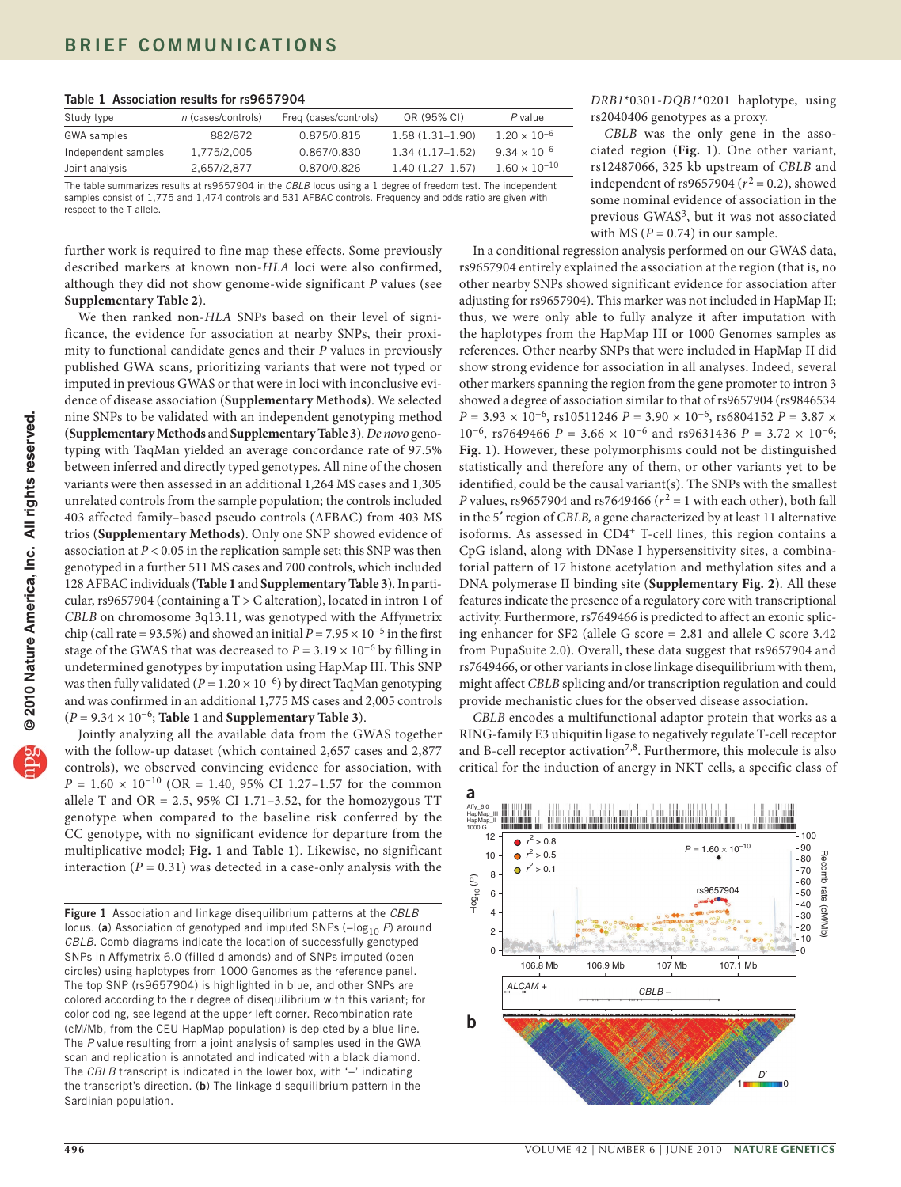**Table 1 Association results for rs9657904**

| Study type | n (cases/controls) | Freq (cases/controls) | OR (95% CI) | P value |
|---|---|---|---|---|
| GWA samples | 882/872 | 0.875/0.815 | 1.58 (1.31–1.90) | $1.20 \times 10^{-6}$ |
| Independent samples | 1,775/2,005 | 0.867/0.830 | 1.34 (1.17–1.52) | $9.34 \times 10^{-6}$ |
| Joint analysis | 2,657/2,877 | 0.870/0.826 | 1.40 (1.27–1.57) | $1.60 \times 10^{-10}$ |

The table summarizes results at rs9657904 in the *CBLB* locus using a 1 degree of freedom test. The independent samples consist of 1,775 and 1,474 controls and 531 AFBAC controls. Frequency and odds ratio are given with respect to the T allele.

further work is required to fine map these effects. Some previously described markers at known non-*HLA* loci were also confirmed, although they did not show genome-wide significant *P* values (see **Supplementary Table 2**).

We then ranked non-*HLA* SNPs based on their level of significance, the evidence for association at nearby SNPs, their proximity to functional candidate genes and their *P* values in previously published GWA scans, prioritizing variants that were not typed or imputed in previous GWAS or that were in loci with inconclusive evidence of disease association (**Supplementary Methods**). We selected nine SNPs to be validated with an independent genotyping method (**Supplementary Methods** and **Supplementary Table 3**). *De novo* genotyping with TaqMan yielded an average concordance rate of 97.5% between inferred and directly typed genotypes. All nine of the chosen variants were then assessed in an additional 1,264 MS cases and 1,305 unrelated controls from the sample population; the controls included 403 affected family–based pseudo controls (AFBAC) from 403 MS trios (**Supplementary Methods**). Only one SNP showed evidence of association at $P < 0.05$ in the replication sample set; this SNP was then genotyped in a further 511 MS cases and 700 controls, which included 128 AFBAC individuals (**Table 1** and **Supplementary Table 3**). In particular, rs9657904 (containing a T > C alteration), located in intron 1 of *CBLB* on chromosome 3q13.11, was genotyped with the Affymetrix chip (call rate = 93.5%) and showed an initial $P = 7.95 \times 10^{-5}$ in the first stage of the GWAS that was decreased to $P = 3.19 \times 10^{-6}$ by filling in undetermined genotypes by imputation using HapMap III. This SNP was then fully validated ($P = 1.20 \times 10^{-6}$) by direct TaqMan genotyping and was confirmed in an additional 1,775 MS cases and 2,005 controls ($P = 9.34 \times 10^{-6}$; **Table 1** and **Supplementary Table 3**).

Jointly analyzing all the available data from the GWAS together with the follow-up dataset (which contained 2,657 cases and 2,877 controls), we observed convincing evidence for association, with $P = 1.60 \times 10^{-10}$ (OR = 1.40, 95% CI 1.27–1.57 for the common allele T and OR = 2.5, 95% CI 1.71–3.52, for the homozygous TT genotype when compared to the baseline risk conferred by the CC genotype, with no significant evidence for departure from the multiplicative model; **Fig. 1** and **Table 1**). Likewise, no significant interaction ($P = 0.31$) was detected in a case-only analysis with the *DRB1*\*0301-*DQB1*\*0201 haplotype, using rs2040406 genotypes as a proxy.

*CBLB* was the only gene in the associated region (**Fig. 1**). One other variant, rs12487066, 325 kb upstream of *CBLB* and independent of rs9657904 ($r^2 = 0.2$), showed some nominal evidence of association in the previous GWAS[3], but it was not associated with MS ($P = 0.74$) in our sample.

In a conditional regression analysis performed on our GWAS data, rs9657904 entirely explained the association at the region (that is, no other nearby SNPs showed significant evidence for association after adjusting for rs9657904). This marker was not included in HapMap II; thus, we were only able to fully analyze it after imputation with the haplotypes from the HapMap III or 1000 Genomes samples as references. Other nearby SNPs that were included in HapMap II did show strong evidence for association in all analyses. Indeed, several other markers spanning the region from the gene promoter to intron 3 showed a degree of association similar to that of rs9657904 (rs9846534 $P = 3.93 \times 10^{-6}$, rs10511246 $P = 3.90 \times 10^{-6}$, rs6804152 $P = 3.87 \times 10^{-6}$, rs7649466 $P = 3.66 \times 10^{-6}$ and rs9631436 $P = 3.72 \times 10^{-6}$; **Fig. 1**). However, these polymorphisms could not be distinguished statistically and therefore any of them, or other variants yet to be identified, could be the causal variant(s). The SNPs with the smallest *P* values, rs9657904 and rs7649466 ($r^2 = 1$ with each other), both fall in the 5′ region of *CBLB,* a gene characterized by at least 11 alternative isoforms. As assessed in CD4[+] T-cell lines, this region contains a CpG island, along with DNase I hypersensitivity sites, a combinatorial pattern of 17 histone acetylation and methylation sites and a DNA polymerase II binding site (**Supplementary Fig. 2**). All these features indicate the presence of a regulatory core with transcriptional activity. Furthermore, rs7649466 is predicted to affect an exonic splicing enhancer for SF2 (allele G score = 2.81 and allele C score 3.42 from PupaSuite 2.0). Overall, these data suggest that rs9657904 and rs7649466, or other variants in close linkage disequilibrium with them, might affect *CBLB* splicing and/or transcription regulation and could provide mechanistic clues for the observed disease association.

*CBLB* encodes a multifunctional adaptor protein that works as a RING-family E3 ubiquitin ligase to negatively regulate T-cell receptor and B-cell receptor activation[7,8]. Furthermore, this molecule is also critical for the induction of anergy in NKT cells, a specific class of

**Figure 1** Association and linkage disequilibrium patterns at the *CBLB* locus. (**a**) Association of genotyped and imputed SNPs ($-\log_{10} P$) around *CBLB*. Comb diagrams indicate the location of successfully genotyped SNPs in Affymetrix 6.0 (filled diamonds) and of SNPs imputed (open circles) using haplotypes from 1000 Genomes as the reference panel. The top SNP (rs9657904) is highlighted in blue, and other SNPs are colored according to their degree of disequilibrium with this variant; for color coding, see legend at the upper left corner. Recombination rate (cM/Mb, from the CEU HapMap population) is depicted by a blue line. The *P* value resulting from a joint analysis of samples used in the GWA scan and replication is annotated and indicated with a black diamond. The *CBLB* transcript is indicated in the lower box, with '–' indicating the transcript's direction. (**b**) The linkage disequilibrium pattern in the Sardinian population.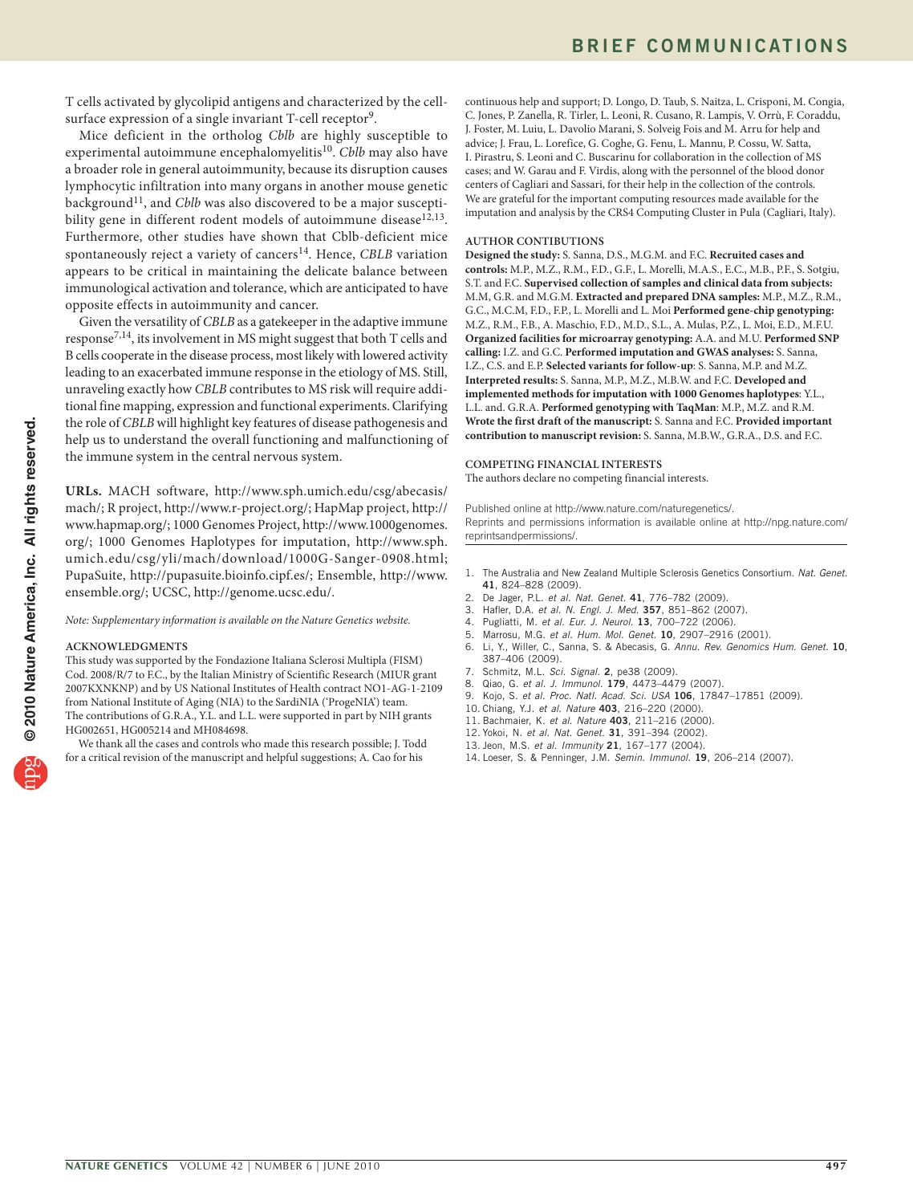T cells activated by glycolipid antigens and characterized by the cell-surface expression of a single invariant T-cell receptor[9].

Mice deficient in the ortholog *Cblb* are highly susceptible to experimental autoimmune encephalomyelitis[10]. *Cblb* may also have a broader role in general autoimmunity, because its disruption causes lymphocytic infiltration into many organs in another mouse genetic background[11], and *Cblb* was also discovered to be a major susceptibility gene in different rodent models of autoimmune disease[12,13]. Furthermore, other studies have shown that Cblb-deficient mice spontaneously reject a variety of cancers[14]. Hence, *CBLB* variation appears to be critical in maintaining the delicate balance between immunological activation and tolerance, which are anticipated to have opposite effects in autoimmunity and cancer.

Given the versatility of *CBLB* as a gatekeeper in the adaptive immune response[7,14], its involvement in MS might suggest that both T cells and B cells cooperate in the disease process, most likely with lowered activity leading to an exacerbated immune response in the etiology of MS. Still, unraveling exactly how *CBLB* contributes to MS risk will require additional fine mapping, expression and functional experiments. Clarifying the role of *CBLB* will highlight key features of disease pathogenesis and help us to understand the overall functioning and malfunctioning of the immune system in the central nervous system.

**URLs.** MACH software, http://www.sph.umich.edu/csg/abecasis/mach/; R project, http://www.r-project.org/; HapMap project, http://www.hapmap.org/; 1000 Genomes Project, http://www.1000genomes.org/; 1000 Genomes Haplotypes for imputation, http://www.sph.umich.edu/csg/yli/mach/download/1000G-Sanger-0908.html; PupaSuite, http://pupasuite.bioinfo.cipf.es/; Ensemble, http://www.ensemble.org/; UCSC, http://genome.ucsc.edu/.

*Note: Supplementary information is available on the Nature Genetics website.*

## ACKNOWLEDGMENTS

This study was supported by the Fondazione Italiana Sclerosi Multipla (FISM) Cod. 2008/R/7 to F.C., by the Italian Ministry of Scientific Research (MIUR grant 2007KXNKNP) and by US National Institutes of Health contract NO1-AG-1-2109 from National Institute of Aging (NIA) to the SardiNIA ('ProgeNIA') team. The contributions of G.R.A., Y.L. and L.L. were supported in part by NIH grants HG002651, HG005214 and MH084698.

We thank all the cases and controls who made this research possible; J. Todd for a critical revision of the manuscript and helpful suggestions; A. Cao for his continuous help and support; D. Longo, D. Taub, S. Naitza, L. Crisponi, M. Congia, C. Jones, P. Zanella, R. Tirler, L. Leoni, R. Cusano, R. Lampis, V. Orrù, F. Coraddu, J. Foster, M. Luiu, L. Davolio Marani, S. Solveig Fois and M. Arru for help and advice; J. Frau, L. Lorefice, G. Coghe, G. Fenu, L. Mannu, P. Cossu, W. Satta, I. Pirastru, S. Leoni and C. Buscarinu for collaboration in the collection of MS cases; and W. Garau and F. Virdis, along with the personnel of the blood donor centers of Cagliari and Sassari, for their help in the collection of the controls. We are grateful for the important computing resources made available for the imputation and analysis by the CRS4 Computing Cluster in Pula (Cagliari, Italy).

## AUTHOR CONTIBUTIONS

**Designed the study:** S. Sanna, D.S., M.G.M. and F.C. **Recruited cases and controls:** M.P., M.Z., R.M., F.D., G.F., L. Morelli, M.A.S., E.C., M.B., P.F., S. Sotgiu, S.T. and F.C. **Supervised collection of samples and clinical data from subjects:** M.M, G.R. and M.G.M. **Extracted and prepared DNA samples:** M.P., M.Z., R.M., G.C., M.C.M, F.D., F.P., L. Morelli and L. Moi **Performed gene-chip genotyping:** M.Z., R.M., F.B., A. Maschio, F.D., M.D., S.L., A. Mulas, P.Z., L. Moi, E.D., M.F.U. **Organized facilities for microarray genotyping:** A.A. and M.U. **Performed SNP calling:** I.Z. and G.C. **Performed imputation and GWAS analyses:** S. Sanna, I.Z., C.S. and E.P. **Selected variants for follow-up**: S. Sanna, M.P. and M.Z. **Interpreted results:** S. Sanna, M.P., M.Z., M.B.W. and F.C. **Developed and implemented methods for imputation with 1000 Genomes haplotypes**: Y.L., L.L. and. G.R.A. **Performed genotyping with TaqMan**: M.P., M.Z. and R.M. **Wrote the first draft of the manuscript:** S. Sanna and F.C. **Provided important contribution to manuscript revision:** S. Sanna, M.B.W., G.R.A., D.S. and F.C.

## COMPETING FINANCIAL INTERESTS

The authors declare no competing financial interests.

Published online at http://www.nature.com/naturegenetics/.
Reprints and permissions information is available online at http://npg.nature.com/reprintsandpermissions/.

1. The Australia and New Zealand Multiple Sclerosis Genetics Consortium. *Nat. Genet.* **41**, 824–828 (2009).
2. De Jager, P.L. *et al. Nat. Genet.* **41**, 776–782 (2009).
3. Hafler, D.A. *et al. N. Engl. J. Med.* **357**, 851–862 (2007).
4. Pugliatti, M. *et al. Eur. J. Neurol.* **13**, 700–722 (2006).
5. Marrosu, M.G. *et al. Hum. Mol. Genet.* **10**, 2907–2916 (2001).
6. Li, Y., Willer, C., Sanna, S. & Abecasis, G. *Annu. Rev. Genomics Hum. Genet.* **10**, 387–406 (2009).
7. Schmitz, M.L. *Sci. Signal.* **2**, pe38 (2009).
8. Qiao, G. *et al. J. Immunol.* **179**, 4473–4479 (2007).
9. Kojo, S. *et al. Proc. Natl. Acad. Sci. USA* **106**, 17847–17851 (2009).
10. Chiang, Y.J. *et al. Nature* **403**, 216–220 (2000).
11. Bachmaier, K. *et al. Nature* **403**, 211–216 (2000).
12. Yokoi, N. *et al. Nat. Genet.* **31**, 391–394 (2002).
13. Jeon, M.S. *et al. Immunity* **21**, 167–177 (2004).
14. Loeser, S. & Penninger, J.M. *Semin. Immunol.* **19**, 206–214 (2007).